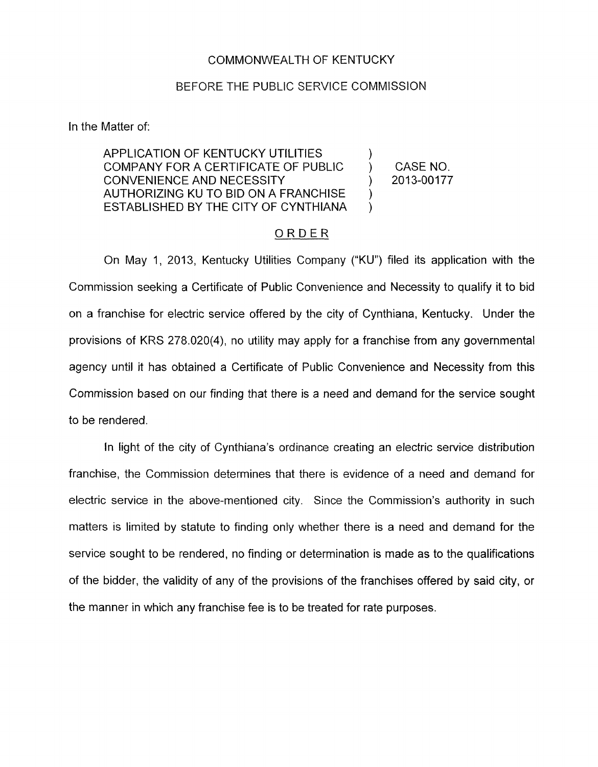COMMONWEALTH OF KENTUCKY

BEFORE THE PUBLIC SERVICE COMMISSION

In the Matter of:

| | | |
|---|---|---|
| APPLICATION OF KENTUCKY UTILITIES COMPANY FOR A CERTIFICATE OF PUBLIC CONVENIENCE AND NECESSITY AUTHORIZING KU TO BID ON A FRANCHISE ESTABLISHED BY THE CITY OF CYNTHIANA | ) | CASE NO. 2013-00177 |

## ORDER

On May 1, 2013, Kentucky Utilities Company ("KU") filed its application with the Commission seeking a Certificate of Public Convenience and Necessity to qualify it to bid on a franchise for electric service offered by the city of Cynthiana, Kentucky. Under the provisions of KRS 278.020(4), no utility may apply for a franchise from any governmental agency until it has obtained a Certificate of Public Convenience and Necessity from this Commission based on our finding that there is a need and demand for the service sought to be rendered.

In light of the city of Cynthiana's ordinance creating an electric service distribution franchise, the Commission determines that there is evidence of a need and demand for electric service in the above-mentioned city. Since the Commission's authority in such matters is limited by statute to finding only whether there is a need and demand for the service sought to be rendered, no finding or determination is made as to the qualifications of the bidder, the validity of any of the provisions of the franchises offered by said city, or the manner in which any franchise fee is to be treated for rate purposes.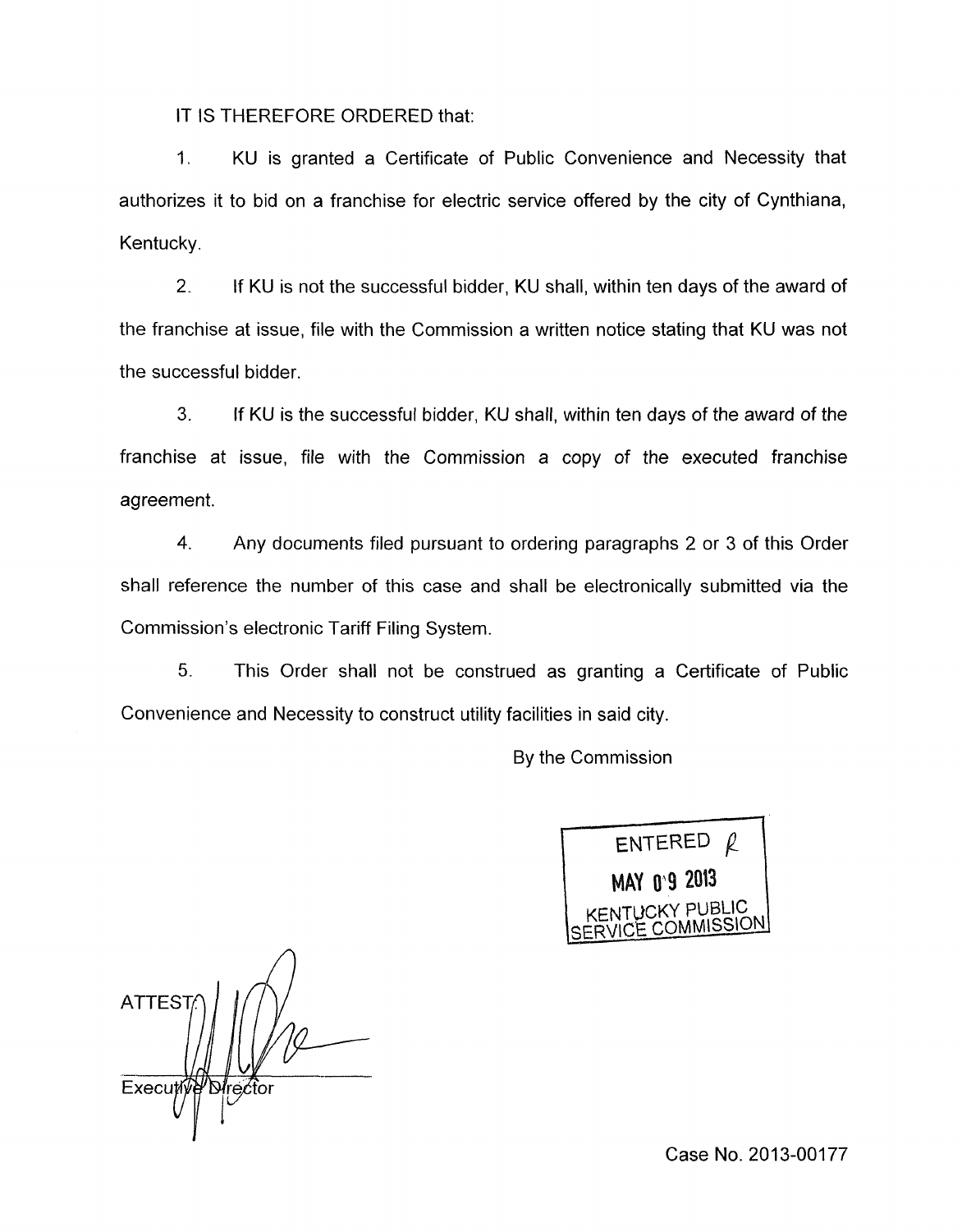IT IS THEREFORE ORDERED that:

1. KU is granted a Certificate of Public Convenience and Necessity that authorizes it to bid on a franchise for electric service offered by the city of Cynthiana, Kentucky.

2. If KU is not the successful bidder, KU shall, within ten days of the award of the franchise at issue, file with the Commission a written notice stating that KU was not the successful bidder.

3. If KU is the successful bidder, KU shall, within ten days of the award of the franchise at issue, file with the Commission a copy of the executed franchise agreement.

4. Any documents filed pursuant to ordering paragraphs 2 or 3 of this Order shall reference the number of this case and shall be electronically submitted via the Commission's electronic Tariff Filing System.

5. This Order shall not be construed as granting a Certificate of Public Convenience and Necessity to construct utility facilities in said city.

By the Commission

ENTERED
MAY 09 2013
KENTUCKY PUBLIC SERVICE COMMISSION

ATTEST:

Executive Director

Case No. 2013-00177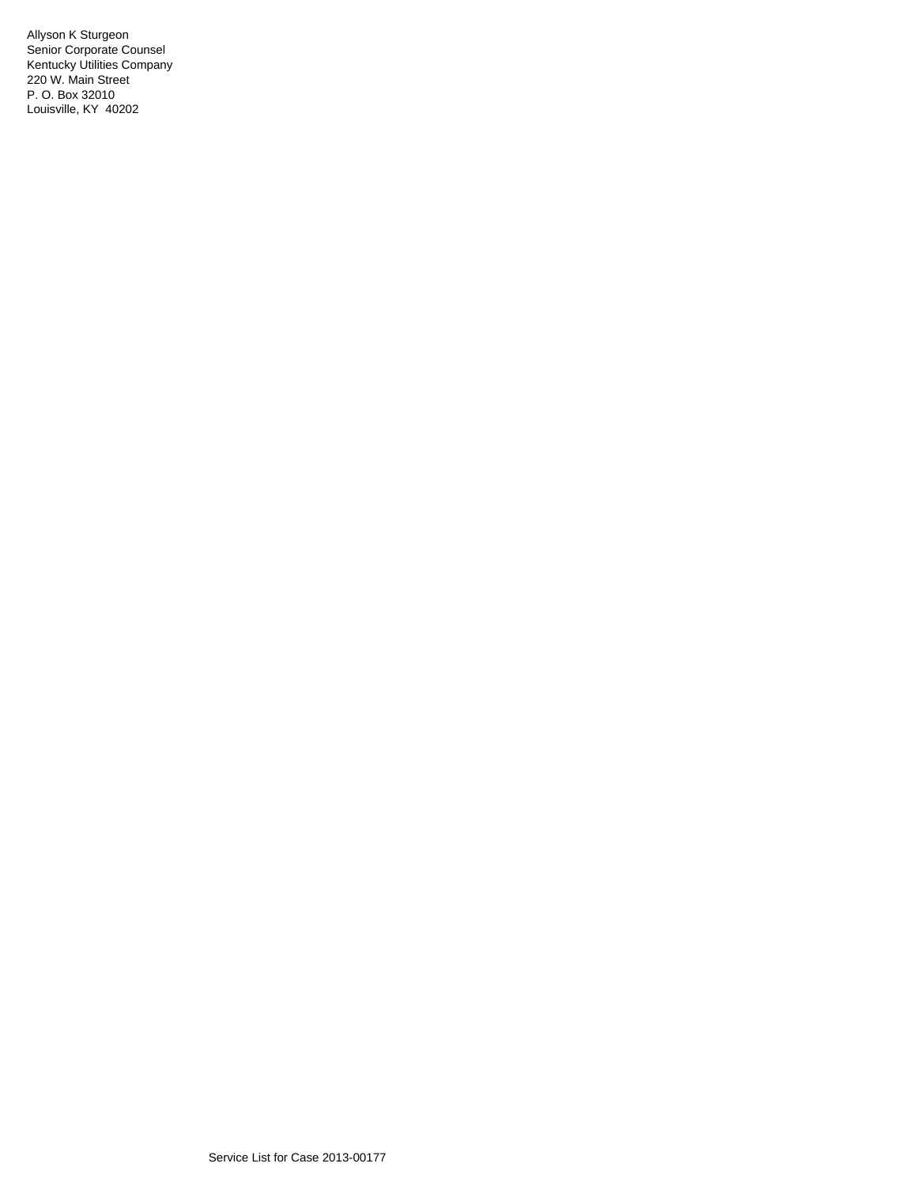Allyson K Sturgeon
Senior Corporate Counsel
Kentucky Utilities Company
220 W. Main Street
P. O. Box 32010
Louisville, KY 40202

Service List for Case 2013-00177